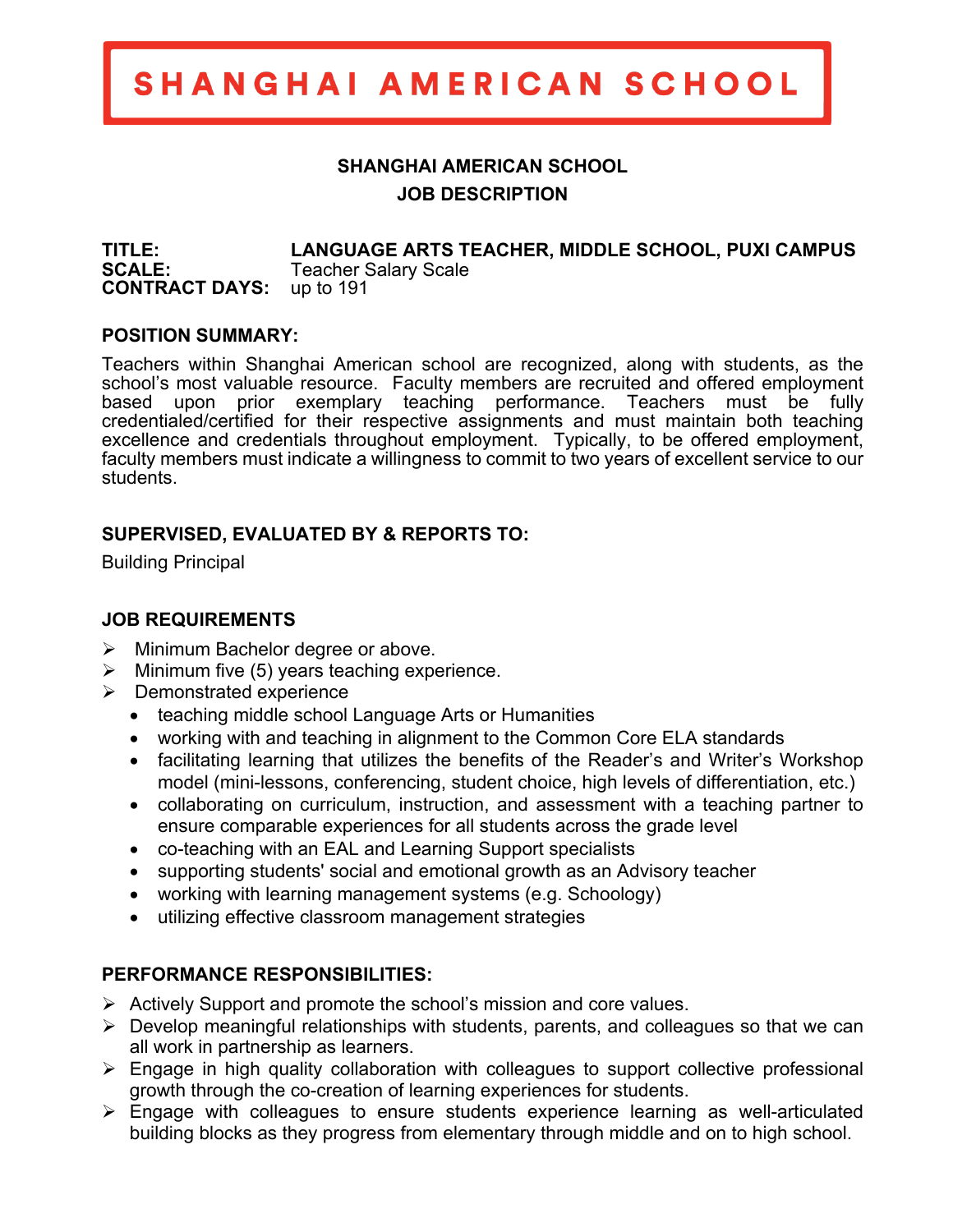# SHANGHAI AMERICAN SCHOOL

**SHANGHAI AMERICAN SCHOOL**

**JOB DESCRIPTION**

**TITLE:** **LANGUAGE ARTS TEACHER, MIDDLE SCHOOL, PUXI CAMPUS**
**SCALE:** Teacher Salary Scale
**CONTRACT DAYS:** up to 191

## POSITION SUMMARY:

Teachers within Shanghai American school are recognized, along with students, as the school's most valuable resource. Faculty members are recruited and offered employment based upon prior exemplary teaching performance. Teachers must be fully credentialed/certified for their respective assignments and must maintain both teaching excellence and credentials throughout employment. Typically, to be offered employment, faculty members must indicate a willingness to commit to two years of excellent service to our students.

## SUPERVISED, EVALUATED BY & REPORTS TO:

Building Principal

## JOB REQUIREMENTS

- Minimum Bachelor degree or above.
- Minimum five (5) years teaching experience.
- Demonstrated experience
  - teaching middle school Language Arts or Humanities
  - working with and teaching in alignment to the Common Core ELA standards
  - facilitating learning that utilizes the benefits of the Reader's and Writer's Workshop model (mini-lessons, conferencing, student choice, high levels of differentiation, etc.)
  - collaborating on curriculum, instruction, and assessment with a teaching partner to ensure comparable experiences for all students across the grade level
  - co-teaching with an EAL and Learning Support specialists
  - supporting students' social and emotional growth as an Advisory teacher
  - working with learning management systems (e.g. Schoology)
  - utilizing effective classroom management strategies

## PERFORMANCE RESPONSIBILITIES:

- Actively Support and promote the school's mission and core values.
- Develop meaningful relationships with students, parents, and colleagues so that we can all work in partnership as learners.
- Engage in high quality collaboration with colleagues to support collective professional growth through the co-creation of learning experiences for students.
- Engage with colleagues to ensure students experience learning as well-articulated building blocks as they progress from elementary through middle and on to high school.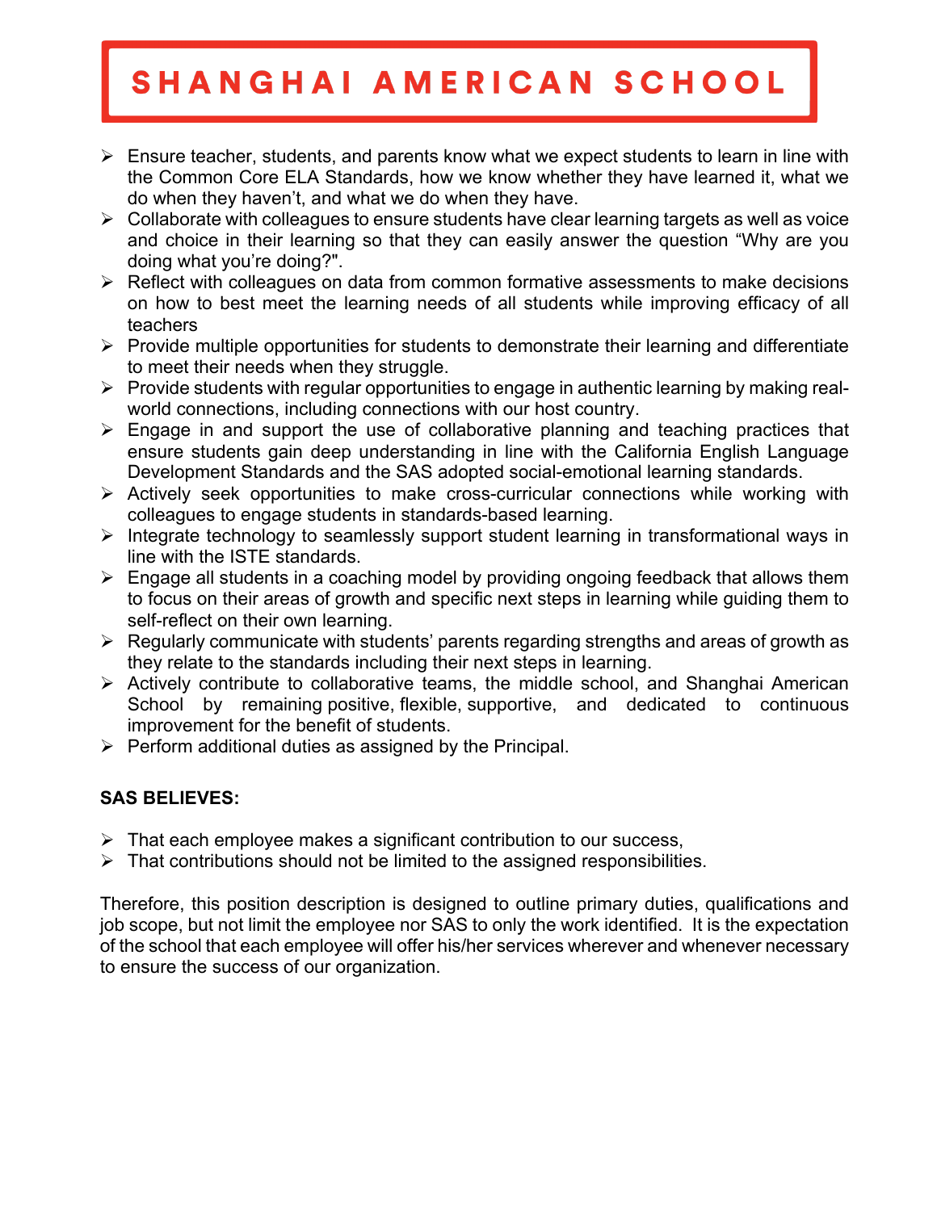# SHANGHAI AMERICAN SCHOOL

- Ensure teacher, students, and parents know what we expect students to learn in line with the Common Core ELA Standards, how we know whether they have learned it, what we do when they haven't, and what we do when they have.
- Collaborate with colleagues to ensure students have clear learning targets as well as voice and choice in their learning so that they can easily answer the question "Why are you doing what you're doing?".
- Reflect with colleagues on data from common formative assessments to make decisions on how to best meet the learning needs of all students while improving efficacy of all teachers
- Provide multiple opportunities for students to demonstrate their learning and differentiate to meet their needs when they struggle.
- Provide students with regular opportunities to engage in authentic learning by making real-world connections, including connections with our host country.
- Engage in and support the use of collaborative planning and teaching practices that ensure students gain deep understanding in line with the California English Language Development Standards and the SAS adopted social-emotional learning standards.
- Actively seek opportunities to make cross-curricular connections while working with colleagues to engage students in standards-based learning.
- Integrate technology to seamlessly support student learning in transformational ways in line with the ISTE standards.
- Engage all students in a coaching model by providing ongoing feedback that allows them to focus on their areas of growth and specific next steps in learning while guiding them to self-reflect on their own learning.
- Regularly communicate with students' parents regarding strengths and areas of growth as they relate to the standards including their next steps in learning.
- Actively contribute to collaborative teams, the middle school, and Shanghai American School by remaining positive, flexible, supportive, and dedicated to continuous improvement for the benefit of students.
- Perform additional duties as assigned by the Principal.

**SAS BELIEVES:**

- That each employee makes a significant contribution to our success,
- That contributions should not be limited to the assigned responsibilities.

Therefore, this position description is designed to outline primary duties, qualifications and job scope, but not limit the employee nor SAS to only the work identified. It is the expectation of the school that each employee will offer his/her services wherever and whenever necessary to ensure the success of our organization.